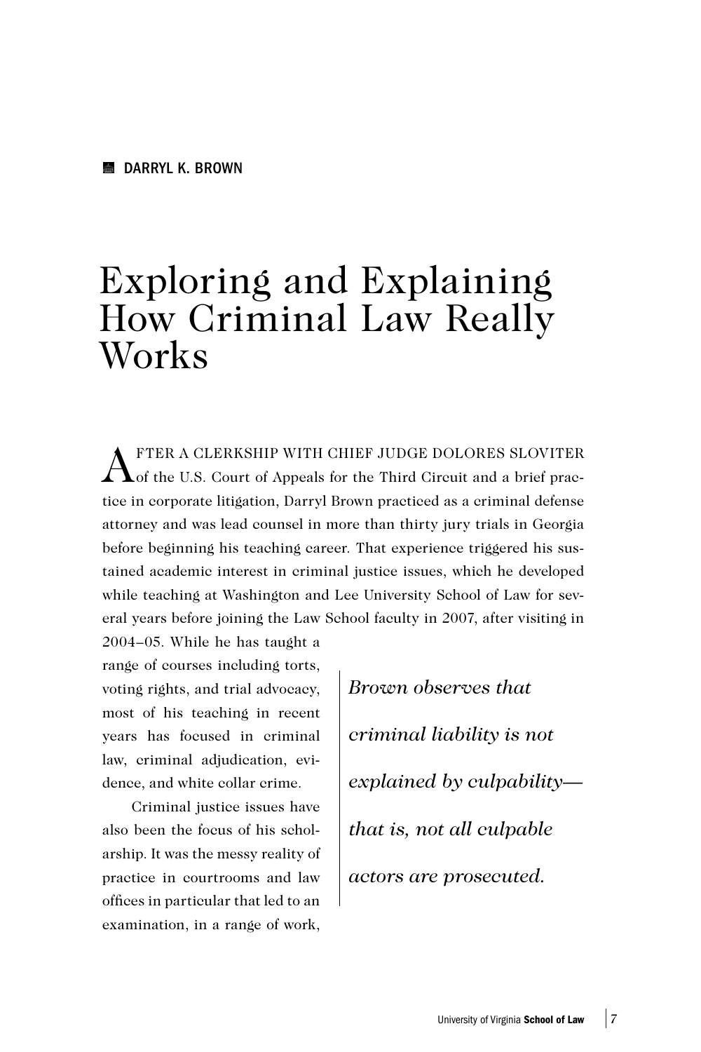**DARRYL K. BROWN**

# Exploring and Explaining How Criminal Law Really Works

AFTER A CLERKSHIP WITH CHIEF JUDGE DOLORES SLOVITER of the U.S. Court of Appeals for the Third Circuit and a brief practice in corporate litigation, Darryl Brown practiced as a criminal defense attorney and was lead counsel in more than thirty jury trials in Georgia before beginning his teaching career. That experience triggered his sustained academic interest in criminal justice issues, which he developed while teaching at Washington and Lee University School of Law for several years before joining the Law School faculty in 2007, after visiting in 2004–05. While he has taught a range of courses including torts, voting rights, and trial advocacy, most of his teaching in recent years has focused in criminal law, criminal adjudication, evidence, and white collar crime.

> *Brown observes that criminal liability is not explained by culpability—that is, not all culpable actors are prosecuted.*

Criminal justice issues have also been the focus of his scholarship. It was the messy reality of practice in courtrooms and law offices in particular that led to an examination, in a range of work,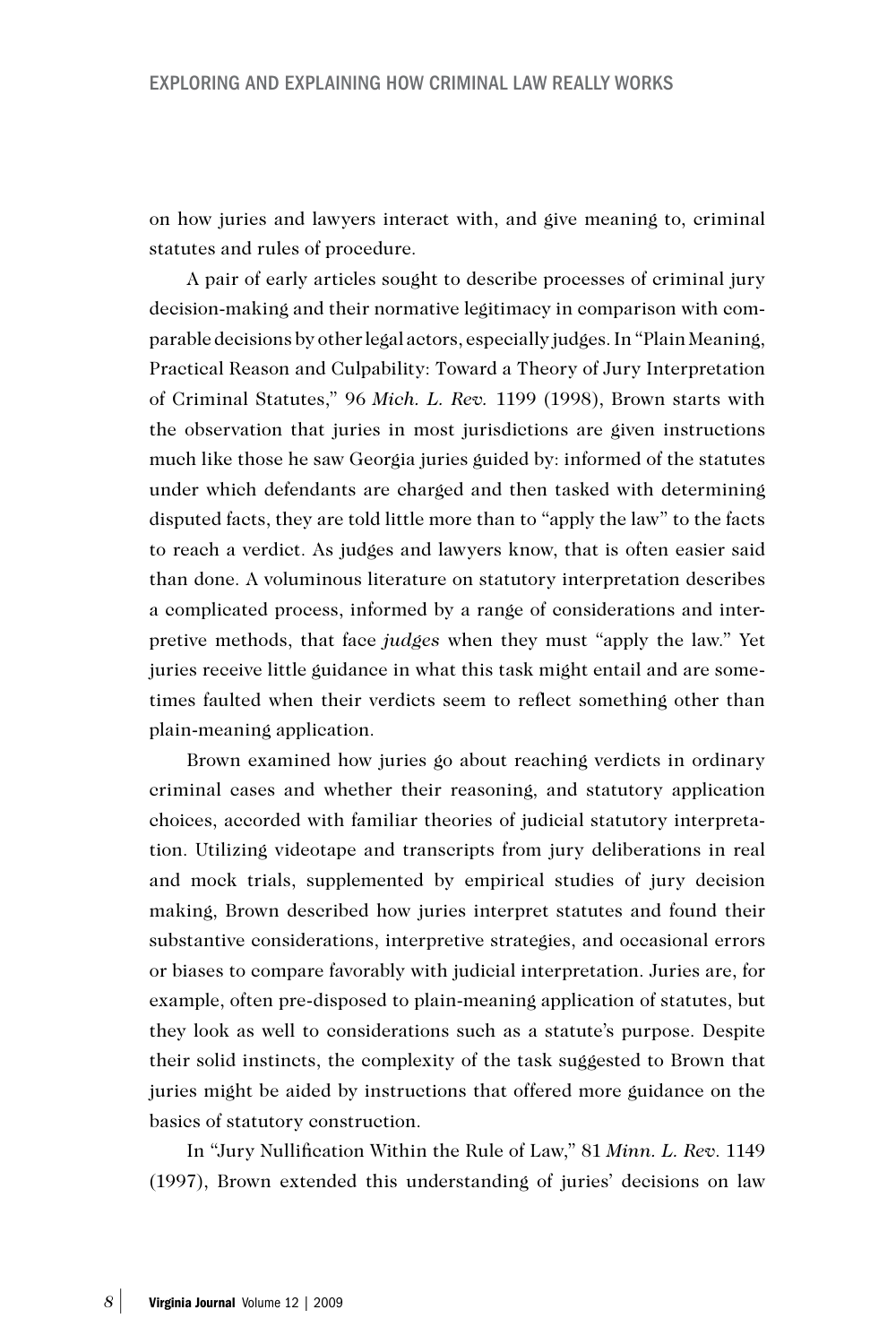on how juries and lawyers interact with, and give meaning to, criminal statutes and rules of procedure.

A pair of early articles sought to describe processes of criminal jury decision-making and their normative legitimacy in comparison with comparable decisions by other legal actors, especially judges. In "Plain Meaning, Practical Reason and Culpability: Toward a Theory of Jury Interpretation of Criminal Statutes," 96 *Mich. L. Rev.* 1199 (1998), Brown starts with the observation that juries in most jurisdictions are given instructions much like those he saw Georgia juries guided by: informed of the statutes under which defendants are charged and then tasked with determining disputed facts, they are told little more than to "apply the law" to the facts to reach a verdict. As judges and lawyers know, that is often easier said than done. A voluminous literature on statutory interpretation describes a complicated process, informed by a range of considerations and interpretive methods, that face *judges* when they must "apply the law." Yet juries receive little guidance in what this task might entail and are sometimes faulted when their verdicts seem to reflect something other than plain-meaning application.

Brown examined how juries go about reaching verdicts in ordinary criminal cases and whether their reasoning, and statutory application choices, accorded with familiar theories of judicial statutory interpretation. Utilizing videotape and transcripts from jury deliberations in real and mock trials, supplemented by empirical studies of jury decision making, Brown described how juries interpret statutes and found their substantive considerations, interpretive strategies, and occasional errors or biases to compare favorably with judicial interpretation. Juries are, for example, often pre-disposed to plain-meaning application of statutes, but they look as well to considerations such as a statute's purpose. Despite their solid instincts, the complexity of the task suggested to Brown that juries might be aided by instructions that offered more guidance on the basics of statutory construction.

In "Jury Nullification Within the Rule of Law," 81 *Minn. L. Rev.* 1149 (1997), Brown extended this understanding of juries' decisions on law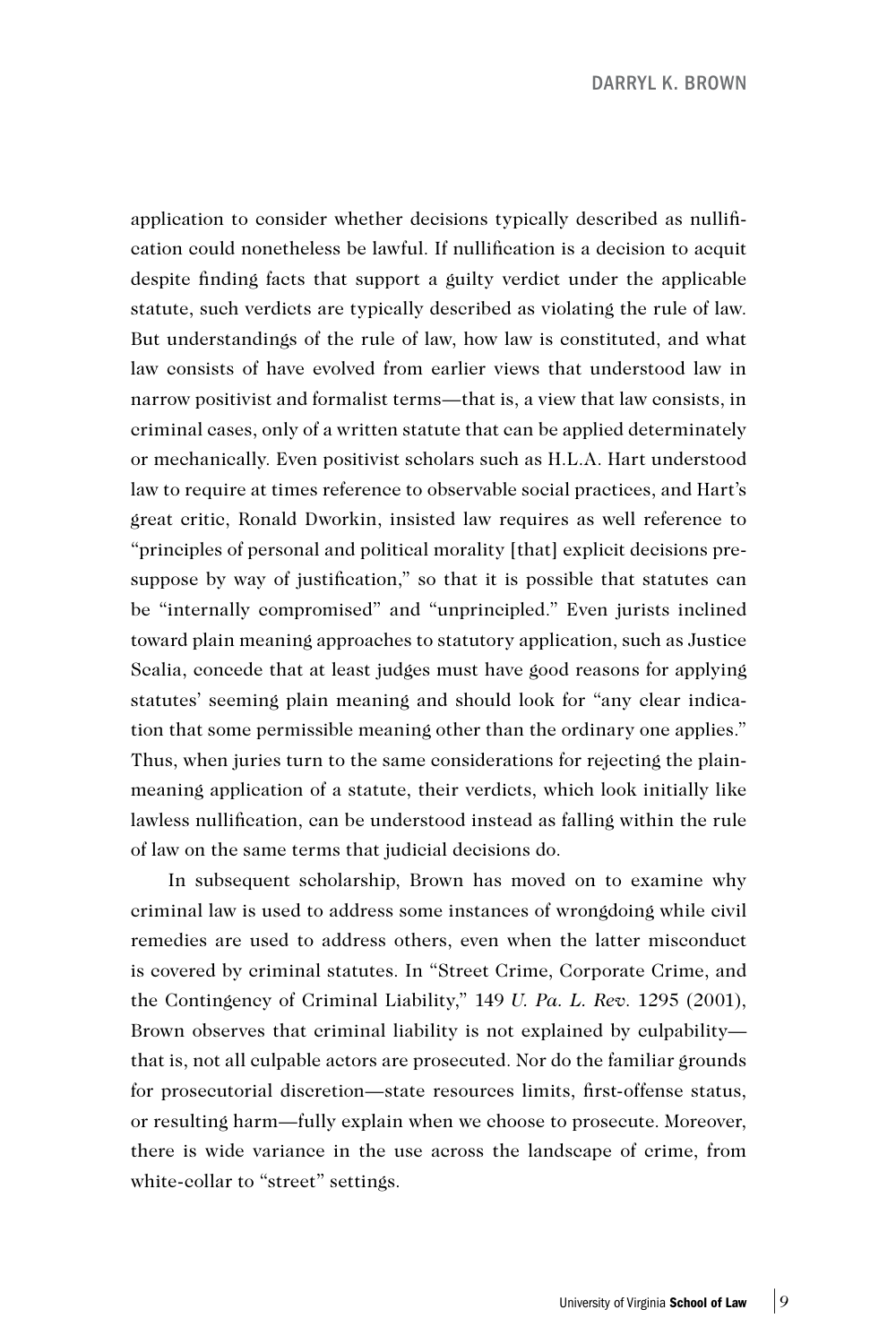application to consider whether decisions typically described as nullification could nonetheless be lawful. If nullification is a decision to acquit despite finding facts that support a guilty verdict under the applicable statute, such verdicts are typically described as violating the rule of law. But understandings of the rule of law, how law is constituted, and what law consists of have evolved from earlier views that understood law in narrow positivist and formalist terms—that is, a view that law consists, in criminal cases, only of a written statute that can be applied determinately or mechanically. Even positivist scholars such as H.L.A. Hart understood law to require at times reference to observable social practices, and Hart's great critic, Ronald Dworkin, insisted law requires as well reference to "principles of personal and political morality [that] explicit decisions presuppose by way of justification," so that it is possible that statutes can be "internally compromised" and "unprincipled." Even jurists inclined toward plain meaning approaches to statutory application, such as Justice Scalia, concede that at least judges must have good reasons for applying statutes' seeming plain meaning and should look for "any clear indication that some permissible meaning other than the ordinary one applies." Thus, when juries turn to the same considerations for rejecting the plain-meaning application of a statute, their verdicts, which look initially like lawless nullification, can be understood instead as falling within the rule of law on the same terms that judicial decisions do.

In subsequent scholarship, Brown has moved on to examine why criminal law is used to address some instances of wrongdoing while civil remedies are used to address others, even when the latter misconduct is covered by criminal statutes. In "Street Crime, Corporate Crime, and the Contingency of Criminal Liability," 149 *U. Pa. L. Rev.* 1295 (2001), Brown observes that criminal liability is not explained by culpability—that is, not all culpable actors are prosecuted. Nor do the familiar grounds for prosecutorial discretion—state resources limits, first-offense status, or resulting harm—fully explain when we choose to prosecute. Moreover, there is wide variance in the use across the landscape of crime, from white-collar to "street" settings.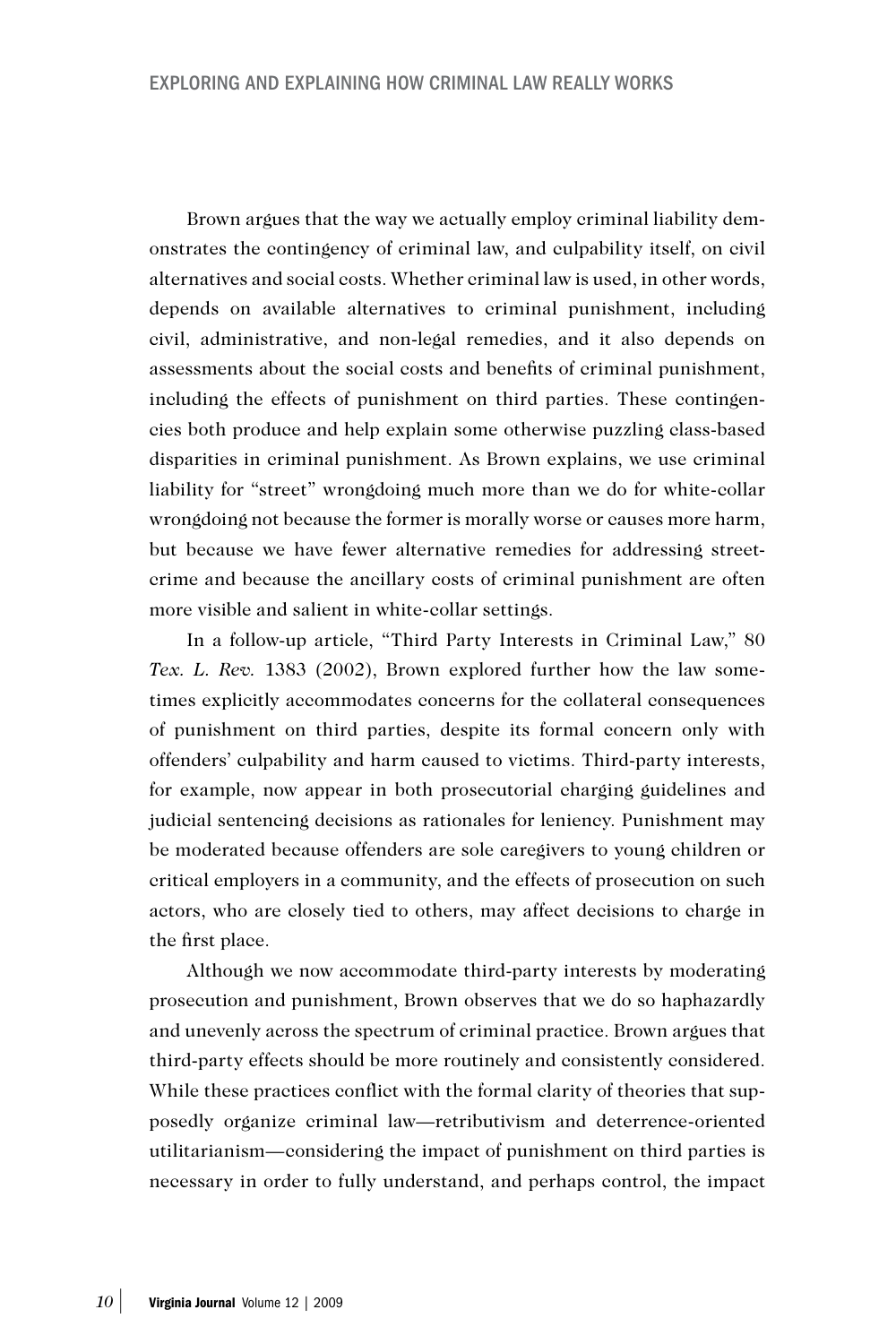Brown argues that the way we actually employ criminal liability demonstrates the contingency of criminal law, and culpability itself, on civil alternatives and social costs. Whether criminal law is used, in other words, depends on available alternatives to criminal punishment, including civil, administrative, and non-legal remedies, and it also depends on assessments about the social costs and benefits of criminal punishment, including the effects of punishment on third parties. These contingencies both produce and help explain some otherwise puzzling class-based disparities in criminal punishment. As Brown explains, we use criminal liability for "street" wrongdoing much more than we do for white-collar wrongdoing not because the former is morally worse or causes more harm, but because we have fewer alternative remedies for addressing street-crime and because the ancillary costs of criminal punishment are often more visible and salient in white-collar settings.

In a follow-up article, "Third Party Interests in Criminal Law," 80 *Tex. L. Rev.* 1383 (2002), Brown explored further how the law sometimes explicitly accommodates concerns for the collateral consequences of punishment on third parties, despite its formal concern only with offenders' culpability and harm caused to victims. Third-party interests, for example, now appear in both prosecutorial charging guidelines and judicial sentencing decisions as rationales for leniency. Punishment may be moderated because offenders are sole caregivers to young children or critical employers in a community, and the effects of prosecution on such actors, who are closely tied to others, may affect decisions to charge in the first place.

Although we now accommodate third-party interests by moderating prosecution and punishment, Brown observes that we do so haphazardly and unevenly across the spectrum of criminal practice. Brown argues that third-party effects should be more routinely and consistently considered. While these practices conflict with the formal clarity of theories that supposedly organize criminal law—retributivism and deterrence-oriented utilitarianism—considering the impact of punishment on third parties is necessary in order to fully understand, and perhaps control, the impact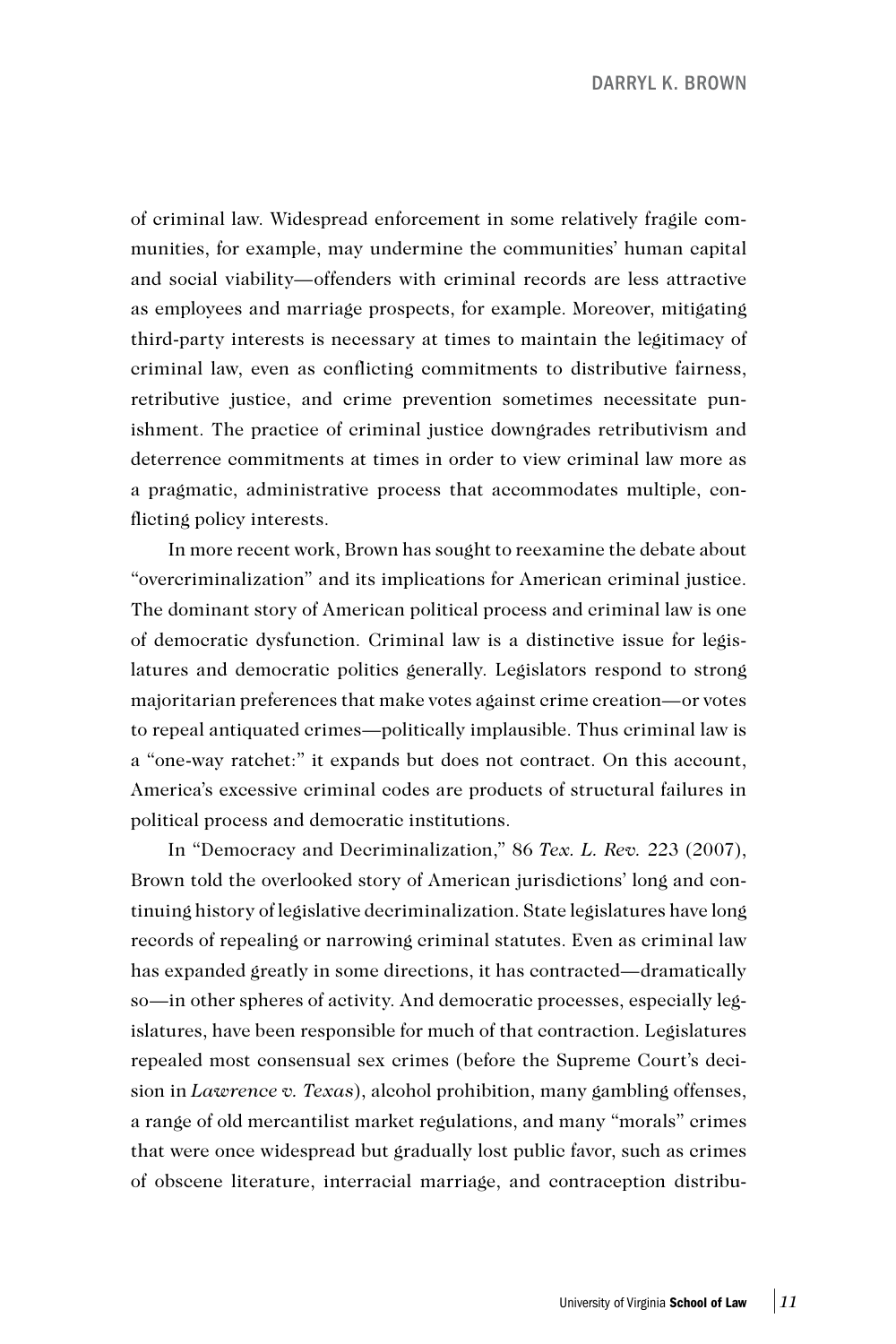of criminal law. Widespread enforcement in some relatively fragile communities, for example, may undermine the communities' human capital and social viability—offenders with criminal records are less attractive as employees and marriage prospects, for example. Moreover, mitigating third-party interests is necessary at times to maintain the legitimacy of criminal law, even as conflicting commitments to distributive fairness, retributive justice, and crime prevention sometimes necessitate punishment. The practice of criminal justice downgrades retributivism and deterrence commitments at times in order to view criminal law more as a pragmatic, administrative process that accommodates multiple, conflicting policy interests.

In more recent work, Brown has sought to reexamine the debate about "overcriminalization" and its implications for American criminal justice. The dominant story of American political process and criminal law is one of democratic dysfunction. Criminal law is a distinctive issue for legislatures and democratic politics generally. Legislators respond to strong majoritarian preferences that make votes against crime creation—or votes to repeal antiquated crimes—politically implausible. Thus criminal law is a "one-way ratchet:" it expands but does not contract. On this account, America's excessive criminal codes are products of structural failures in political process and democratic institutions.

In "Democracy and Decriminalization," 86 *Tex. L. Rev.* 223 (2007), Brown told the overlooked story of American jurisdictions' long and continuing history of legislative decriminalization. State legislatures have long records of repealing or narrowing criminal statutes. Even as criminal law has expanded greatly in some directions, it has contracted—dramatically so—in other spheres of activity. And democratic processes, especially legislatures, have been responsible for much of that contraction. Legislatures repealed most consensual sex crimes (before the Supreme Court's decision in *Lawrence v. Texas*), alcohol prohibition, many gambling offenses, a range of old mercantilist market regulations, and many "morals" crimes that were once widespread but gradually lost public favor, such as crimes of obscene literature, interracial marriage, and contraception distribu-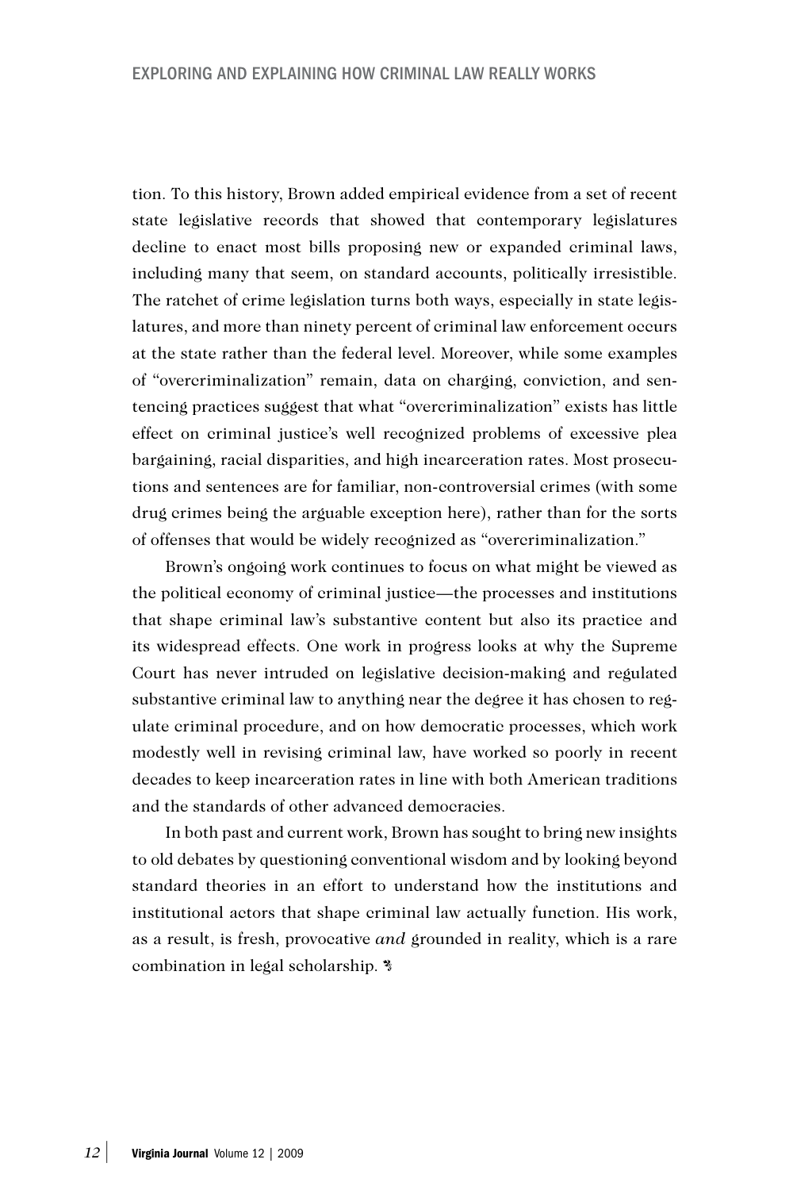tion. To this history, Brown added empirical evidence from a set of recent state legislative records that showed that contemporary legislatures decline to enact most bills proposing new or expanded criminal laws, including many that seem, on standard accounts, politically irresistible. The ratchet of crime legislation turns both ways, especially in state legislatures, and more than ninety percent of criminal law enforcement occurs at the state rather than the federal level. Moreover, while some examples of "overcriminalization" remain, data on charging, conviction, and sentencing practices suggest that what "overcriminalization" exists has little effect on criminal justice's well recognized problems of excessive plea bargaining, racial disparities, and high incarceration rates. Most prosecutions and sentences are for familiar, non-controversial crimes (with some drug crimes being the arguable exception here), rather than for the sorts of offenses that would be widely recognized as "overcriminalization."

Brown's ongoing work continues to focus on what might be viewed as the political economy of criminal justice—the processes and institutions that shape criminal law's substantive content but also its practice and its widespread effects. One work in progress looks at why the Supreme Court has never intruded on legislative decision-making and regulated substantive criminal law to anything near the degree it has chosen to regulate criminal procedure, and on how democratic processes, which work modestly well in revising criminal law, have worked so poorly in recent decades to keep incarceration rates in line with both American traditions and the standards of other advanced democracies.

In both past and current work, Brown has sought to bring new insights to old debates by questioning conventional wisdom and by looking beyond standard theories in an effort to understand how the institutions and institutional actors that shape criminal law actually function. His work, as a result, is fresh, provocative *and* grounded in reality, which is a rare combination in legal scholarship.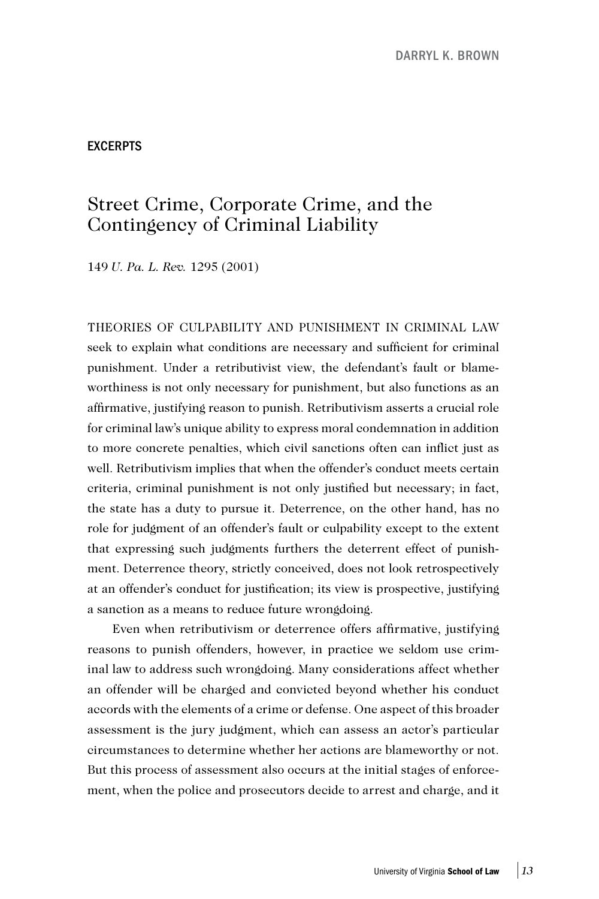## EXCERPTS

# Street Crime, Corporate Crime, and the Contingency of Criminal Liability

149 *U. Pa. L. Rev.* 1295 (2001)

THEORIES OF CULPABILITY AND PUNISHMENT IN CRIMINAL LAW seek to explain what conditions are necessary and sufficient for criminal punishment. Under a retributivist view, the defendant's fault or blameworthiness is not only necessary for punishment, but also functions as an affirmative, justifying reason to punish. Retributivism asserts a crucial role for criminal law's unique ability to express moral condemnation in addition to more concrete penalties, which civil sanctions often can inflict just as well. Retributivism implies that when the offender's conduct meets certain criteria, criminal punishment is not only justified but necessary; in fact, the state has a duty to pursue it. Deterrence, on the other hand, has no role for judgment of an offender's fault or culpability except to the extent that expressing such judgments furthers the deterrent effect of punishment. Deterrence theory, strictly conceived, does not look retrospectively at an offender's conduct for justification; its view is prospective, justifying a sanction as a means to reduce future wrongdoing.

Even when retributivism or deterrence offers affirmative, justifying reasons to punish offenders, however, in practice we seldom use criminal law to address such wrongdoing. Many considerations affect whether an offender will be charged and convicted beyond whether his conduct accords with the elements of a crime or defense. One aspect of this broader assessment is the jury judgment, which can assess an actor's particular circumstances to determine whether her actions are blameworthy or not. But this process of assessment also occurs at the initial stages of enforcement, when the police and prosecutors decide to arrest and charge, and it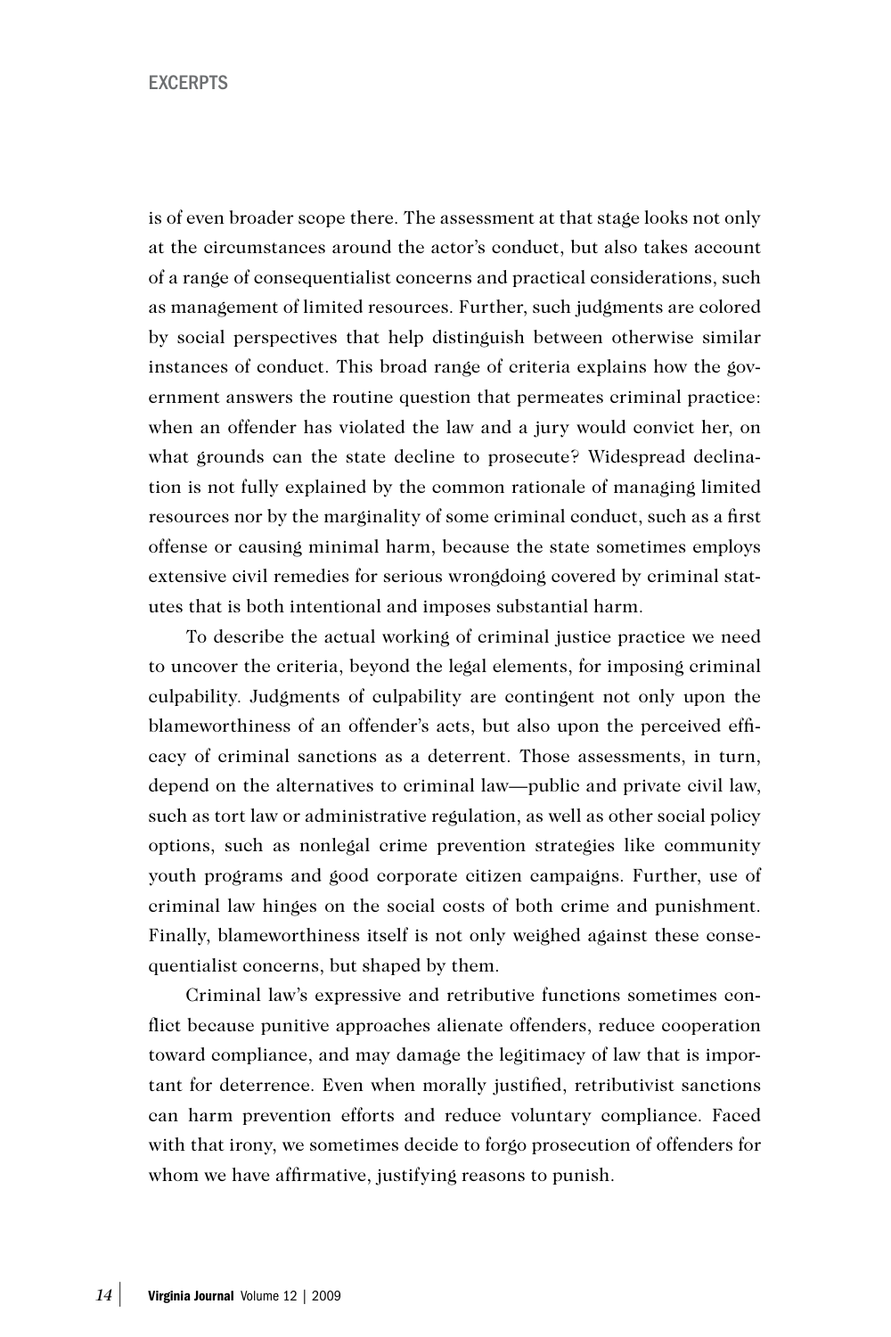is of even broader scope there. The assessment at that stage looks not only at the circumstances around the actor's conduct, but also takes account of a range of consequentialist concerns and practical considerations, such as management of limited resources. Further, such judgments are colored by social perspectives that help distinguish between otherwise similar instances of conduct. This broad range of criteria explains how the government answers the routine question that permeates criminal practice: when an offender has violated the law and a jury would convict her, on what grounds can the state decline to prosecute? Widespread declination is not fully explained by the common rationale of managing limited resources nor by the marginality of some criminal conduct, such as a first offense or causing minimal harm, because the state sometimes employs extensive civil remedies for serious wrongdoing covered by criminal statutes that is both intentional and imposes substantial harm.

To describe the actual working of criminal justice practice we need to uncover the criteria, beyond the legal elements, for imposing criminal culpability. Judgments of culpability are contingent not only upon the blameworthiness of an offender's acts, but also upon the perceived efficacy of criminal sanctions as a deterrent. Those assessments, in turn, depend on the alternatives to criminal law—public and private civil law, such as tort law or administrative regulation, as well as other social policy options, such as nonlegal crime prevention strategies like community youth programs and good corporate citizen campaigns. Further, use of criminal law hinges on the social costs of both crime and punishment. Finally, blameworthiness itself is not only weighed against these consequentialist concerns, but shaped by them.

Criminal law's expressive and retributive functions sometimes conflict because punitive approaches alienate offenders, reduce cooperation toward compliance, and may damage the legitimacy of law that is important for deterrence. Even when morally justified, retributivist sanctions can harm prevention efforts and reduce voluntary compliance. Faced with that irony, we sometimes decide to forgo prosecution of offenders for whom we have affirmative, justifying reasons to punish.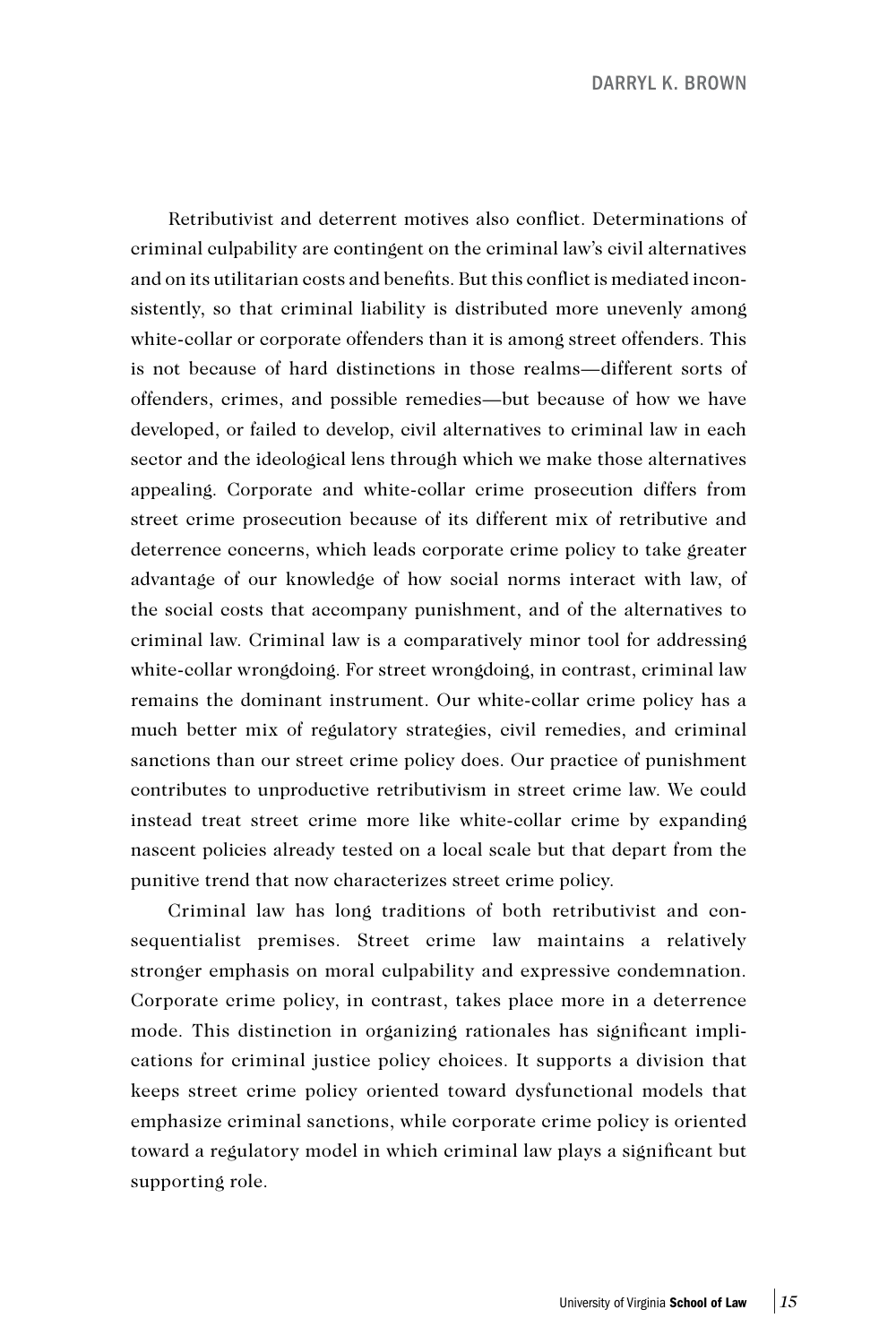Retributivist and deterrent motives also conflict. Determinations of criminal culpability are contingent on the criminal law's civil alternatives and on its utilitarian costs and benefits. But this conflict is mediated inconsistently, so that criminal liability is distributed more unevenly among white-collar or corporate offenders than it is among street offenders. This is not because of hard distinctions in those realms—different sorts of offenders, crimes, and possible remedies—but because of how we have developed, or failed to develop, civil alternatives to criminal law in each sector and the ideological lens through which we make those alternatives appealing. Corporate and white-collar crime prosecution differs from street crime prosecution because of its different mix of retributive and deterrence concerns, which leads corporate crime policy to take greater advantage of our knowledge of how social norms interact with law, of the social costs that accompany punishment, and of the alternatives to criminal law. Criminal law is a comparatively minor tool for addressing white-collar wrongdoing. For street wrongdoing, in contrast, criminal law remains the dominant instrument. Our white-collar crime policy has a much better mix of regulatory strategies, civil remedies, and criminal sanctions than our street crime policy does. Our practice of punishment contributes to unproductive retributivism in street crime law. We could instead treat street crime more like white-collar crime by expanding nascent policies already tested on a local scale but that depart from the punitive trend that now characterizes street crime policy.

Criminal law has long traditions of both retributivist and consequentialist premises. Street crime law maintains a relatively stronger emphasis on moral culpability and expressive condemnation. Corporate crime policy, in contrast, takes place more in a deterrence mode. This distinction in organizing rationales has significant implications for criminal justice policy choices. It supports a division that keeps street crime policy oriented toward dysfunctional models that emphasize criminal sanctions, while corporate crime policy is oriented toward a regulatory model in which criminal law plays a significant but supporting role.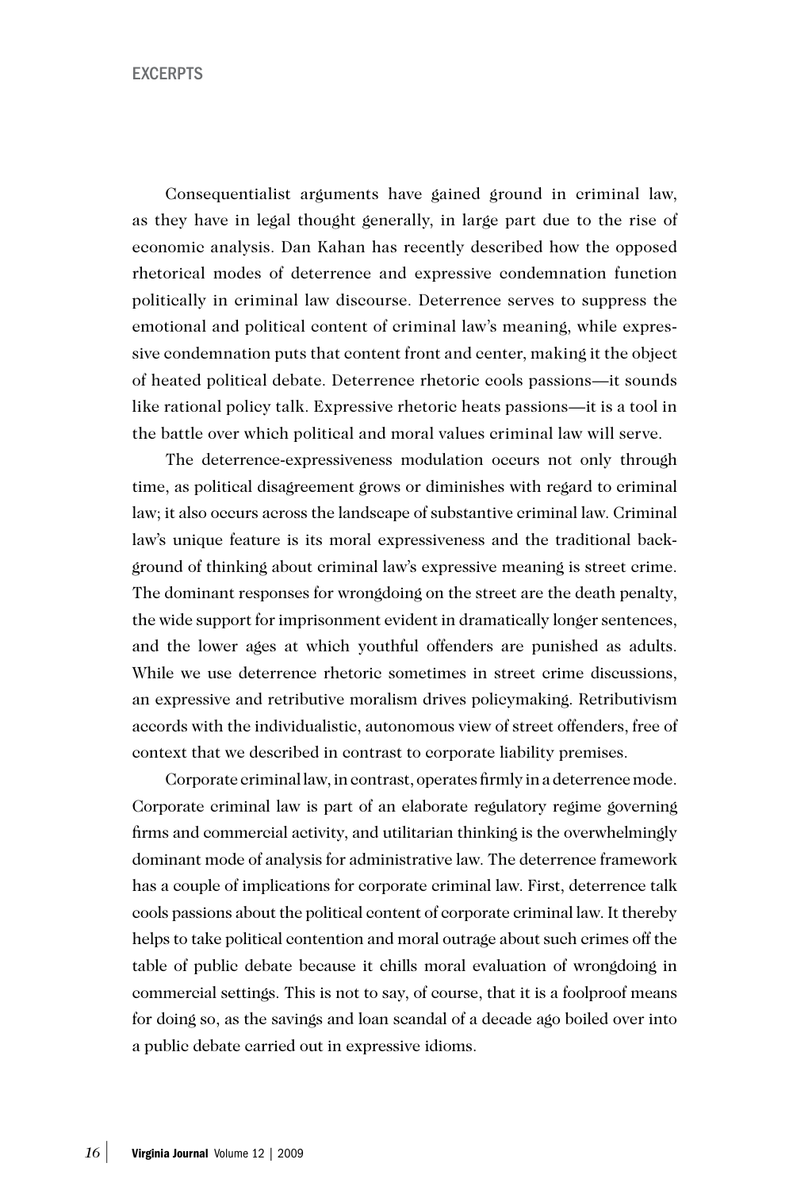Consequentialist arguments have gained ground in criminal law, as they have in legal thought generally, in large part due to the rise of economic analysis. Dan Kahan has recently described how the opposed rhetorical modes of deterrence and expressive condemnation function politically in criminal law discourse. Deterrence serves to suppress the emotional and political content of criminal law's meaning, while expressive condemnation puts that content front and center, making it the object of heated political debate. Deterrence rhetoric cools passions—it sounds like rational policy talk. Expressive rhetoric heats passions—it is a tool in the battle over which political and moral values criminal law will serve.

The deterrence-expressiveness modulation occurs not only through time, as political disagreement grows or diminishes with regard to criminal law; it also occurs across the landscape of substantive criminal law. Criminal law's unique feature is its moral expressiveness and the traditional background of thinking about criminal law's expressive meaning is street crime. The dominant responses for wrongdoing on the street are the death penalty, the wide support for imprisonment evident in dramatically longer sentences, and the lower ages at which youthful offenders are punished as adults. While we use deterrence rhetoric sometimes in street crime discussions, an expressive and retributive moralism drives policymaking. Retributivism accords with the individualistic, autonomous view of street offenders, free of context that we described in contrast to corporate liability premises.

Corporate criminal law, in contrast, operates firmly in a deterrence mode. Corporate criminal law is part of an elaborate regulatory regime governing firms and commercial activity, and utilitarian thinking is the overwhelmingly dominant mode of analysis for administrative law. The deterrence framework has a couple of implications for corporate criminal law. First, deterrence talk cools passions about the political content of corporate criminal law. It thereby helps to take political contention and moral outrage about such crimes off the table of public debate because it chills moral evaluation of wrongdoing in commercial settings. This is not to say, of course, that it is a foolproof means for doing so, as the savings and loan scandal of a decade ago boiled over into a public debate carried out in expressive idioms.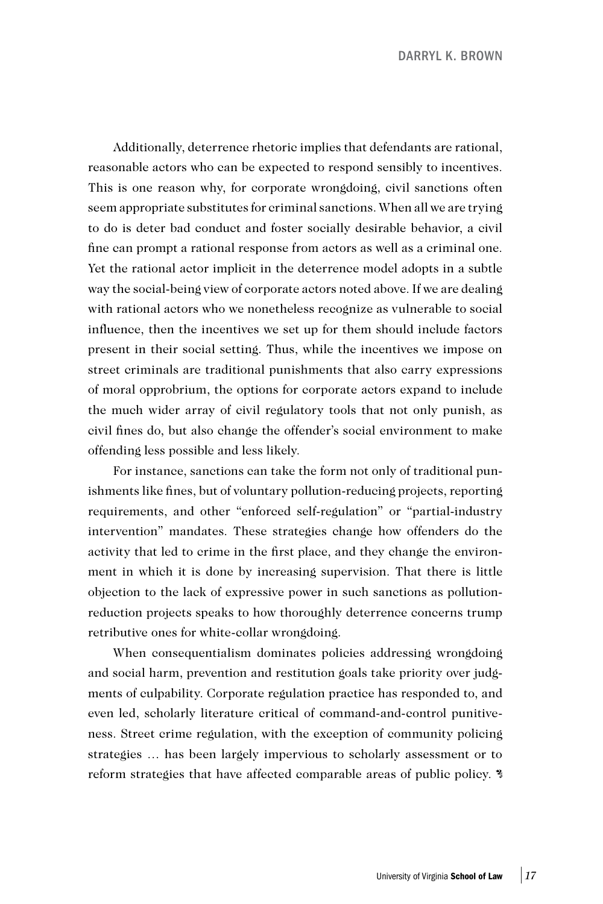Additionally, deterrence rhetoric implies that defendants are rational, reasonable actors who can be expected to respond sensibly to incentives. This is one reason why, for corporate wrongdoing, civil sanctions often seem appropriate substitutes for criminal sanctions. When all we are trying to do is deter bad conduct and foster socially desirable behavior, a civil fine can prompt a rational response from actors as well as a criminal one. Yet the rational actor implicit in the deterrence model adopts in a subtle way the social-being view of corporate actors noted above. If we are dealing with rational actors who we nonetheless recognize as vulnerable to social influence, then the incentives we set up for them should include factors present in their social setting. Thus, while the incentives we impose on street criminals are traditional punishments that also carry expressions of moral opprobrium, the options for corporate actors expand to include the much wider array of civil regulatory tools that not only punish, as civil fines do, but also change the offender's social environment to make offending less possible and less likely.

For instance, sanctions can take the form not only of traditional punishments like fines, but of voluntary pollution-reducing projects, reporting requirements, and other "enforced self-regulation" or "partial-industry intervention" mandates. These strategies change how offenders do the activity that led to crime in the first place, and they change the environment in which it is done by increasing supervision. That there is little objection to the lack of expressive power in such sanctions as pollution-reduction projects speaks to how thoroughly deterrence concerns trump retributive ones for white-collar wrongdoing.

When consequentialism dominates policies addressing wrongdoing and social harm, prevention and restitution goals take priority over judgments of culpability. Corporate regulation practice has responded to, and even led, scholarly literature critical of command-and-control punitiveness. Street crime regulation, with the exception of community policing strategies … has been largely impervious to scholarly assessment or to reform strategies that have affected comparable areas of public policy.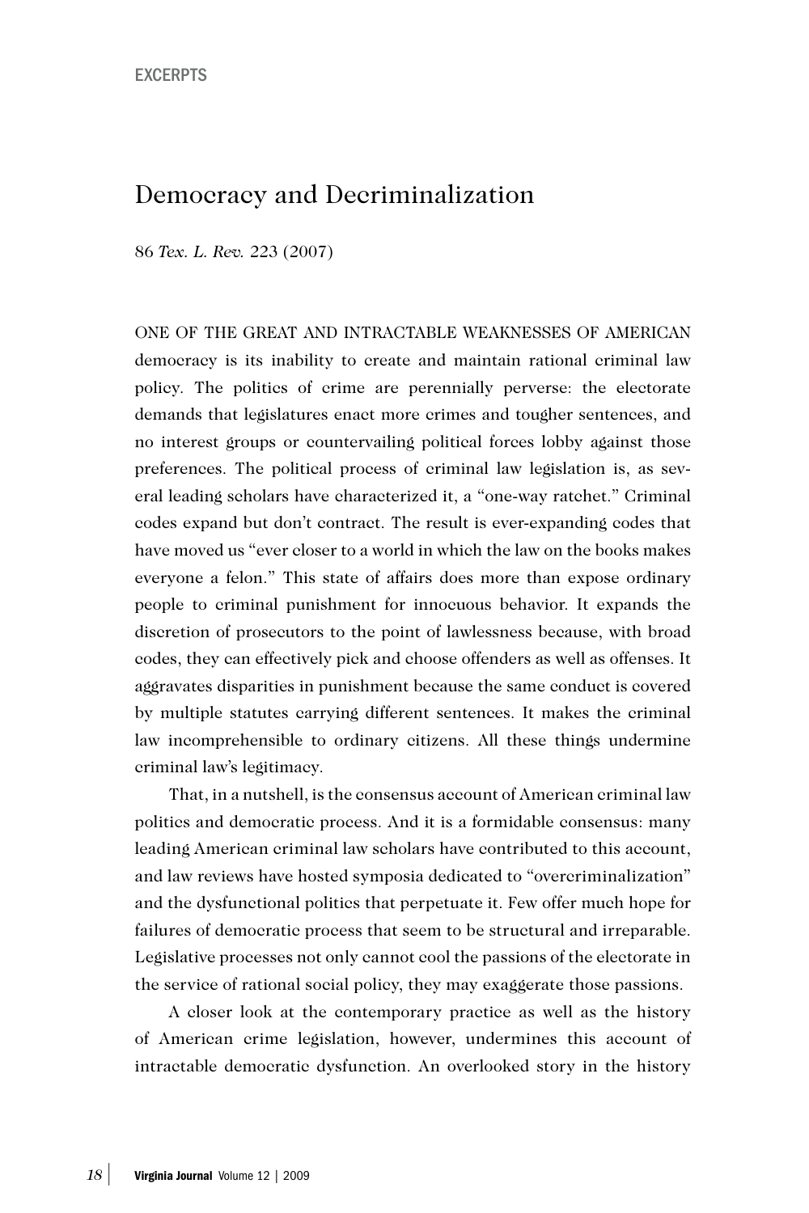EXCERPTS

# Democracy and Decriminalization

86 *Tex. L. Rev.* 223 (2007)

ONE OF THE GREAT AND INTRACTABLE WEAKNESSES OF AMERICAN democracy is its inability to create and maintain rational criminal law policy. The politics of crime are perennially perverse: the electorate demands that legislatures enact more crimes and tougher sentences, and no interest groups or countervailing political forces lobby against those preferences. The political process of criminal law legislation is, as several leading scholars have characterized it, a "one-way ratchet." Criminal codes expand but don't contract. The result is ever-expanding codes that have moved us "ever closer to a world in which the law on the books makes everyone a felon." This state of affairs does more than expose ordinary people to criminal punishment for innocuous behavior. It expands the discretion of prosecutors to the point of lawlessness because, with broad codes, they can effectively pick and choose offenders as well as offenses. It aggravates disparities in punishment because the same conduct is covered by multiple statutes carrying different sentences. It makes the criminal law incomprehensible to ordinary citizens. All these things undermine criminal law's legitimacy.

That, in a nutshell, is the consensus account of American criminal law politics and democratic process. And it is a formidable consensus: many leading American criminal law scholars have contributed to this account, and law reviews have hosted symposia dedicated to "overcriminalization" and the dysfunctional politics that perpetuate it. Few offer much hope for failures of democratic process that seem to be structural and irreparable. Legislative processes not only cannot cool the passions of the electorate in the service of rational social policy, they may exaggerate those passions.

A closer look at the contemporary practice as well as the history of American crime legislation, however, undermines this account of intractable democratic dysfunction. An overlooked story in the history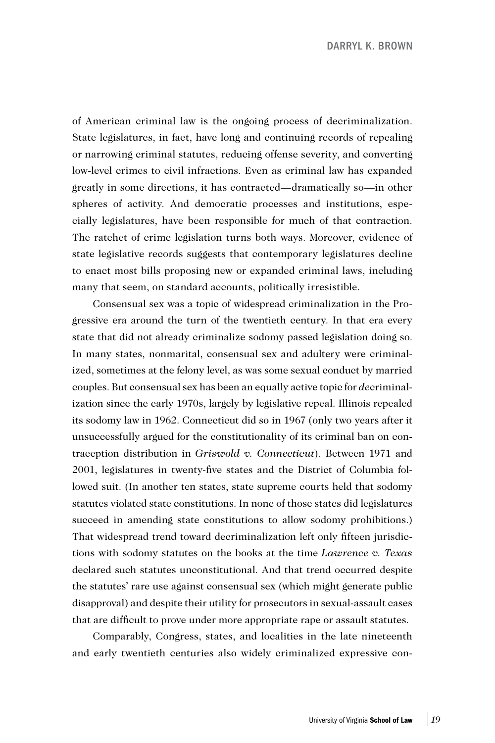of American criminal law is the ongoing process of decriminalization. State legislatures, in fact, have long and continuing records of repealing or narrowing criminal statutes, reducing offense severity, and converting low-level crimes to civil infractions. Even as criminal law has expanded greatly in some directions, it has contracted—dramatically so—in other spheres of activity. And democratic processes and institutions, especially legislatures, have been responsible for much of that contraction. The ratchet of crime legislation turns both ways. Moreover, evidence of state legislative records suggests that contemporary legislatures decline to enact most bills proposing new or expanded criminal laws, including many that seem, on standard accounts, politically irresistible.

Consensual sex was a topic of widespread criminalization in the Progressive era around the turn of the twentieth century. In that era every state that did not already criminalize sodomy passed legislation doing so. In many states, nonmarital, consensual sex and adultery were criminalized, sometimes at the felony level, as was some sexual conduct by married couples. But consensual sex has been an equally active topic for *de*criminalization since the early 1970s, largely by legislative repeal. Illinois repealed its sodomy law in 1962. Connecticut did so in 1967 (only two years after it unsuccessfully argued for the constitutionality of its criminal ban on contraception distribution in *Griswold v. Connecticut*). Between 1971 and 2001, legislatures in twenty-five states and the District of Columbia followed suit. (In another ten states, state supreme courts held that sodomy statutes violated state constitutions. In none of those states did legislatures succeed in amending state constitutions to allow sodomy prohibitions.) That widespread trend toward decriminalization left only fifteen jurisdictions with sodomy statutes on the books at the time *Lawrence v. Texas* declared such statutes unconstitutional. And that trend occurred despite the statutes' rare use against consensual sex (which might generate public disapproval) and despite their utility for prosecutors in sexual-assault cases that are difficult to prove under more appropriate rape or assault statutes.

Comparably, Congress, states, and localities in the late nineteenth and early twentieth centuries also widely criminalized expressive con-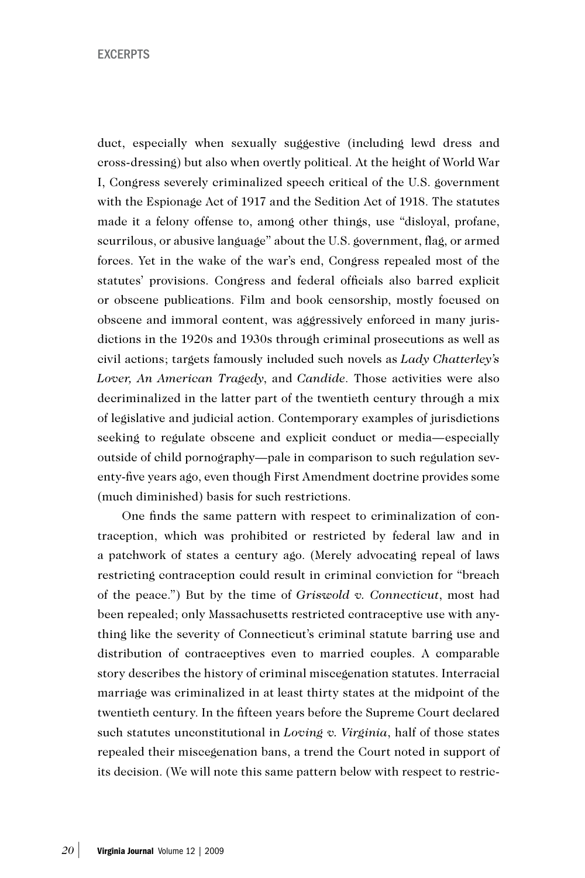duct, especially when sexually suggestive (including lewd dress and cross-dressing) but also when overtly political. At the height of World War I, Congress severely criminalized speech critical of the U.S. government with the Espionage Act of 1917 and the Sedition Act of 1918. The statutes made it a felony offense to, among other things, use "disloyal, profane, scurrilous, or abusive language" about the U.S. government, flag, or armed forces. Yet in the wake of the war's end, Congress repealed most of the statutes' provisions. Congress and federal officials also barred explicit or obscene publications. Film and book censorship, mostly focused on obscene and immoral content, was aggressively enforced in many jurisdictions in the 1920s and 1930s through criminal prosecutions as well as civil actions; targets famously included such novels as *Lady Chatterley's Lover, An American Tragedy*, and *Candide*. Those activities were also decriminalized in the latter part of the twentieth century through a mix of legislative and judicial action. Contemporary examples of jurisdictions seeking to regulate obscene and explicit conduct or media—especially outside of child pornography—pale in comparison to such regulation seventy-five years ago, even though First Amendment doctrine provides some (much diminished) basis for such restrictions.

One finds the same pattern with respect to criminalization of contraception, which was prohibited or restricted by federal law and in a patchwork of states a century ago. (Merely advocating repeal of laws restricting contraception could result in criminal conviction for "breach of the peace.") But by the time of *Griswold v. Connecticut*, most had been repealed; only Massachusetts restricted contraceptive use with anything like the severity of Connecticut's criminal statute barring use and distribution of contraceptives even to married couples. A comparable story describes the history of criminal miscegenation statutes. Interracial marriage was criminalized in at least thirty states at the midpoint of the twentieth century. In the fifteen years before the Supreme Court declared such statutes unconstitutional in *Loving v. Virginia*, half of those states repealed their miscegenation bans, a trend the Court noted in support of its decision. (We will note this same pattern below with respect to restric-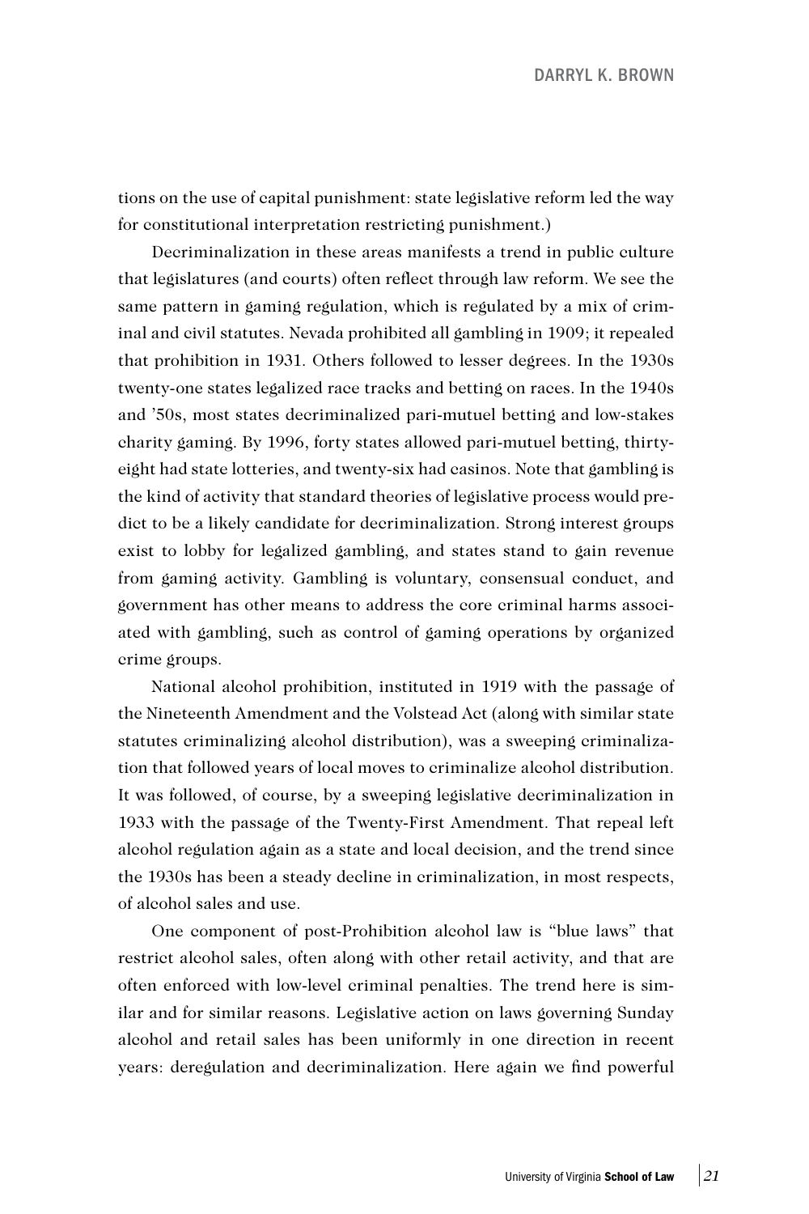tions on the use of capital punishment: state legislative reform led the way for constitutional interpretation restricting punishment.)

Decriminalization in these areas manifests a trend in public culture that legislatures (and courts) often reflect through law reform. We see the same pattern in gaming regulation, which is regulated by a mix of criminal and civil statutes. Nevada prohibited all gambling in 1909; it repealed that prohibition in 1931. Others followed to lesser degrees. In the 1930s twenty-one states legalized race tracks and betting on races. In the 1940s and '50s, most states decriminalized pari-mutuel betting and low-stakes charity gaming. By 1996, forty states allowed pari-mutuel betting, thirty-eight had state lotteries, and twenty-six had casinos. Note that gambling is the kind of activity that standard theories of legislative process would predict to be a likely candidate for decriminalization. Strong interest groups exist to lobby for legalized gambling, and states stand to gain revenue from gaming activity. Gambling is voluntary, consensual conduct, and government has other means to address the core criminal harms associated with gambling, such as control of gaming operations by organized crime groups.

National alcohol prohibition, instituted in 1919 with the passage of the Nineteenth Amendment and the Volstead Act (along with similar state statutes criminalizing alcohol distribution), was a sweeping criminalization that followed years of local moves to criminalize alcohol distribution. It was followed, of course, by a sweeping legislative decriminalization in 1933 with the passage of the Twenty-First Amendment. That repeal left alcohol regulation again as a state and local decision, and the trend since the 1930s has been a steady decline in criminalization, in most respects, of alcohol sales and use.

One component of post-Prohibition alcohol law is "blue laws" that restrict alcohol sales, often along with other retail activity, and that are often enforced with low-level criminal penalties. The trend here is similar and for similar reasons. Legislative action on laws governing Sunday alcohol and retail sales has been uniformly in one direction in recent years: deregulation and decriminalization. Here again we find powerful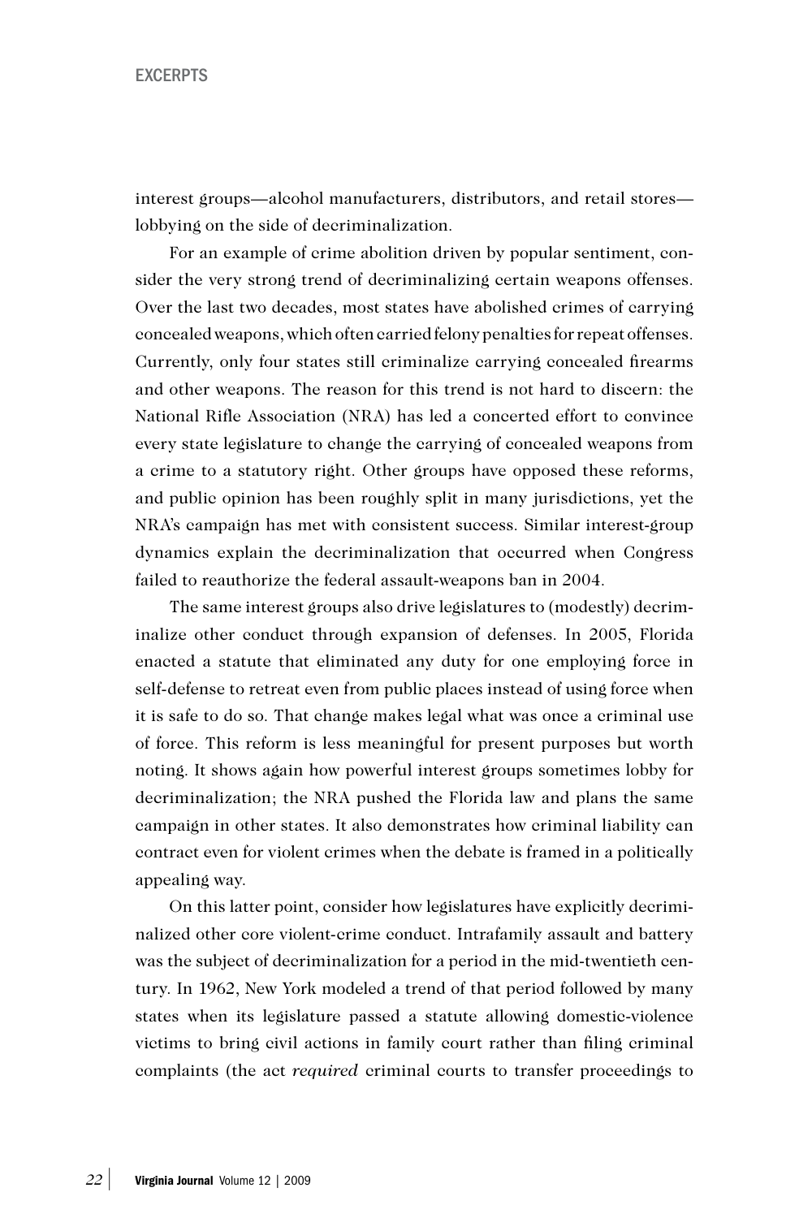interest groups—alcohol manufacturers, distributors, and retail stores—lobbying on the side of decriminalization.

For an example of crime abolition driven by popular sentiment, consider the very strong trend of decriminalizing certain weapons offenses. Over the last two decades, most states have abolished crimes of carrying concealed weapons, which often carried felony penalties for repeat offenses. Currently, only four states still criminalize carrying concealed firearms and other weapons. The reason for this trend is not hard to discern: the National Rifle Association (NRA) has led a concerted effort to convince every state legislature to change the carrying of concealed weapons from a crime to a statutory right. Other groups have opposed these reforms, and public opinion has been roughly split in many jurisdictions, yet the NRA's campaign has met with consistent success. Similar interest-group dynamics explain the decriminalization that occurred when Congress failed to reauthorize the federal assault-weapons ban in 2004.

The same interest groups also drive legislatures to (modestly) decriminalize other conduct through expansion of defenses. In 2005, Florida enacted a statute that eliminated any duty for one employing force in self-defense to retreat even from public places instead of using force when it is safe to do so. That change makes legal what was once a criminal use of force. This reform is less meaningful for present purposes but worth noting. It shows again how powerful interest groups sometimes lobby for decriminalization; the NRA pushed the Florida law and plans the same campaign in other states. It also demonstrates how criminal liability can contract even for violent crimes when the debate is framed in a politically appealing way.

On this latter point, consider how legislatures have explicitly decriminalized other core violent-crime conduct. Intrafamily assault and battery was the subject of decriminalization for a period in the mid-twentieth century. In 1962, New York modeled a trend of that period followed by many states when its legislature passed a statute allowing domestic-violence victims to bring civil actions in family court rather than filing criminal complaints (the act *required* criminal courts to transfer proceedings to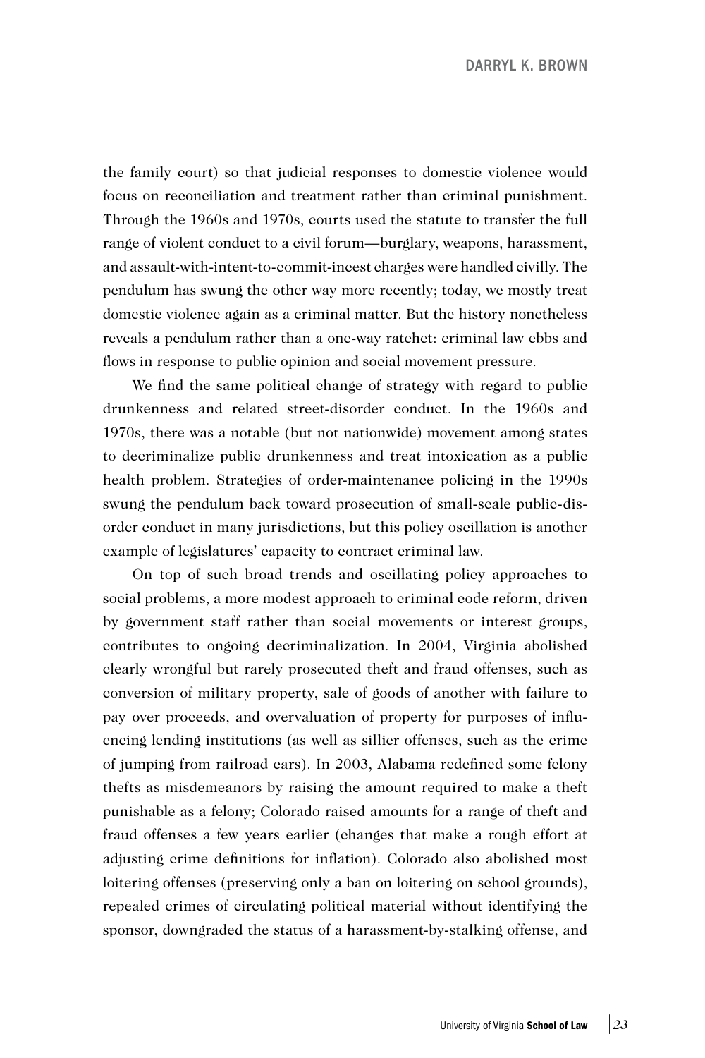the family court) so that judicial responses to domestic violence would focus on reconciliation and treatment rather than criminal punishment. Through the 1960s and 1970s, courts used the statute to transfer the full range of violent conduct to a civil forum—burglary, weapons, harassment, and assault-with-intent-to-commit-incest charges were handled civilly. The pendulum has swung the other way more recently; today, we mostly treat domestic violence again as a criminal matter. But the history nonetheless reveals a pendulum rather than a one-way ratchet: criminal law ebbs and flows in response to public opinion and social movement pressure.

We find the same political change of strategy with regard to public drunkenness and related street-disorder conduct. In the 1960s and 1970s, there was a notable (but not nationwide) movement among states to decriminalize public drunkenness and treat intoxication as a public health problem. Strategies of order-maintenance policing in the 1990s swung the pendulum back toward prosecution of small-scale public-disorder conduct in many jurisdictions, but this policy oscillation is another example of legislatures' capacity to contract criminal law.

On top of such broad trends and oscillating policy approaches to social problems, a more modest approach to criminal code reform, driven by government staff rather than social movements or interest groups, contributes to ongoing decriminalization. In 2004, Virginia abolished clearly wrongful but rarely prosecuted theft and fraud offenses, such as conversion of military property, sale of goods of another with failure to pay over proceeds, and overvaluation of property for purposes of influencing lending institutions (as well as sillier offenses, such as the crime of jumping from railroad cars). In 2003, Alabama redefined some felony thefts as misdemeanors by raising the amount required to make a theft punishable as a felony; Colorado raised amounts for a range of theft and fraud offenses a few years earlier (changes that make a rough effort at adjusting crime definitions for inflation). Colorado also abolished most loitering offenses (preserving only a ban on loitering on school grounds), repealed crimes of circulating political material without identifying the sponsor, downgraded the status of a harassment-by-stalking offense, and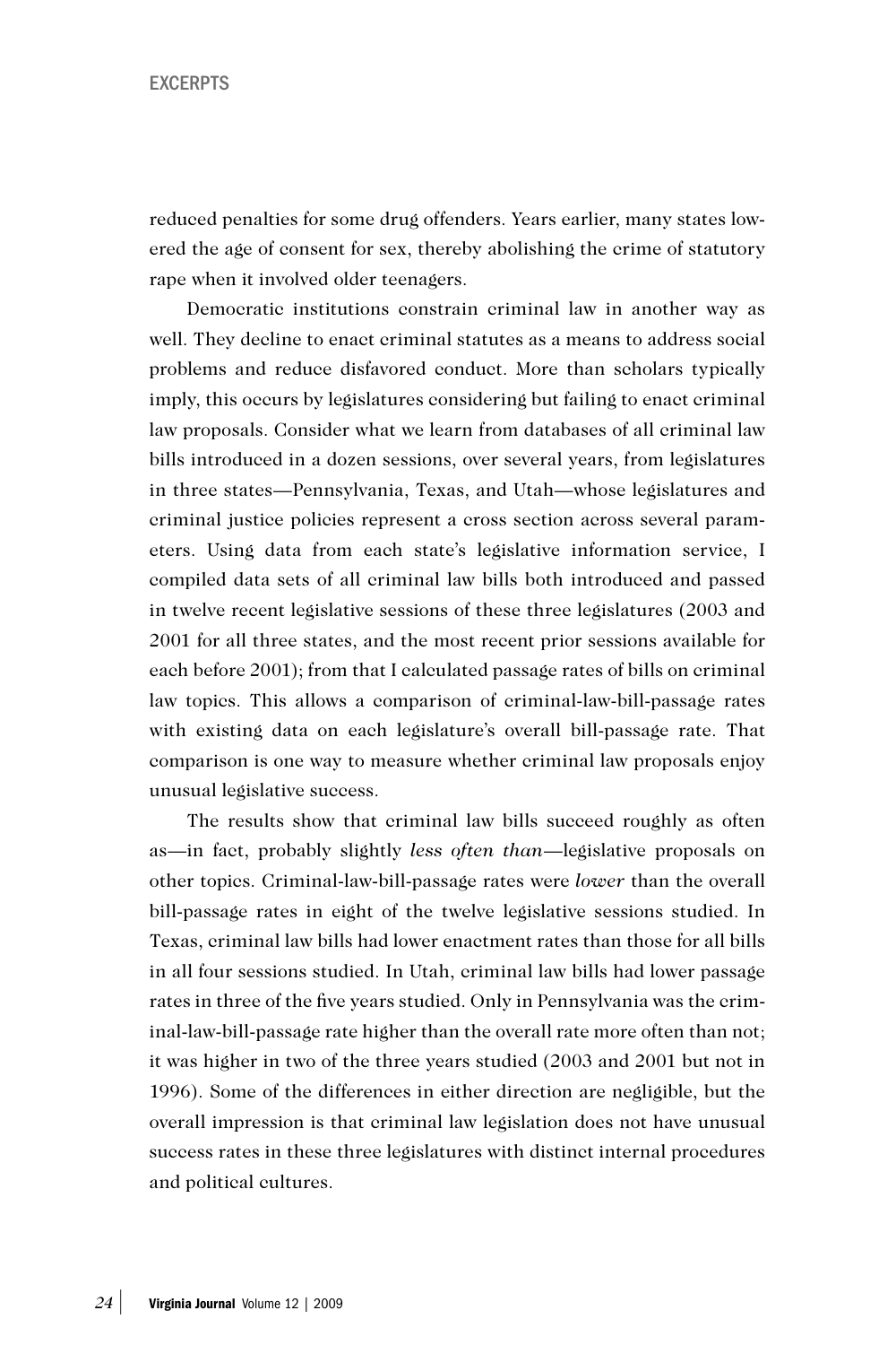reduced penalties for some drug offenders. Years earlier, many states lowered the age of consent for sex, thereby abolishing the crime of statutory rape when it involved older teenagers.

Democratic institutions constrain criminal law in another way as well. They decline to enact criminal statutes as a means to address social problems and reduce disfavored conduct. More than scholars typically imply, this occurs by legislatures considering but failing to enact criminal law proposals. Consider what we learn from databases of all criminal law bills introduced in a dozen sessions, over several years, from legislatures in three states—Pennsylvania, Texas, and Utah—whose legislatures and criminal justice policies represent a cross section across several parameters. Using data from each state's legislative information service, I compiled data sets of all criminal law bills both introduced and passed in twelve recent legislative sessions of these three legislatures (2003 and 2001 for all three states, and the most recent prior sessions available for each before 2001); from that I calculated passage rates of bills on criminal law topics. This allows a comparison of criminal-law-bill-passage rates with existing data on each legislature's overall bill-passage rate. That comparison is one way to measure whether criminal law proposals enjoy unusual legislative success.

The results show that criminal law bills succeed roughly as often as—in fact, probably slightly *less often than*—legislative proposals on other topics. Criminal-law-bill-passage rates were *lower* than the overall bill-passage rates in eight of the twelve legislative sessions studied. In Texas, criminal law bills had lower enactment rates than those for all bills in all four sessions studied. In Utah, criminal law bills had lower passage rates in three of the five years studied. Only in Pennsylvania was the criminal-law-bill-passage rate higher than the overall rate more often than not; it was higher in two of the three years studied (2003 and 2001 but not in 1996). Some of the differences in either direction are negligible, but the overall impression is that criminal law legislation does not have unusual success rates in these three legislatures with distinct internal procedures and political cultures.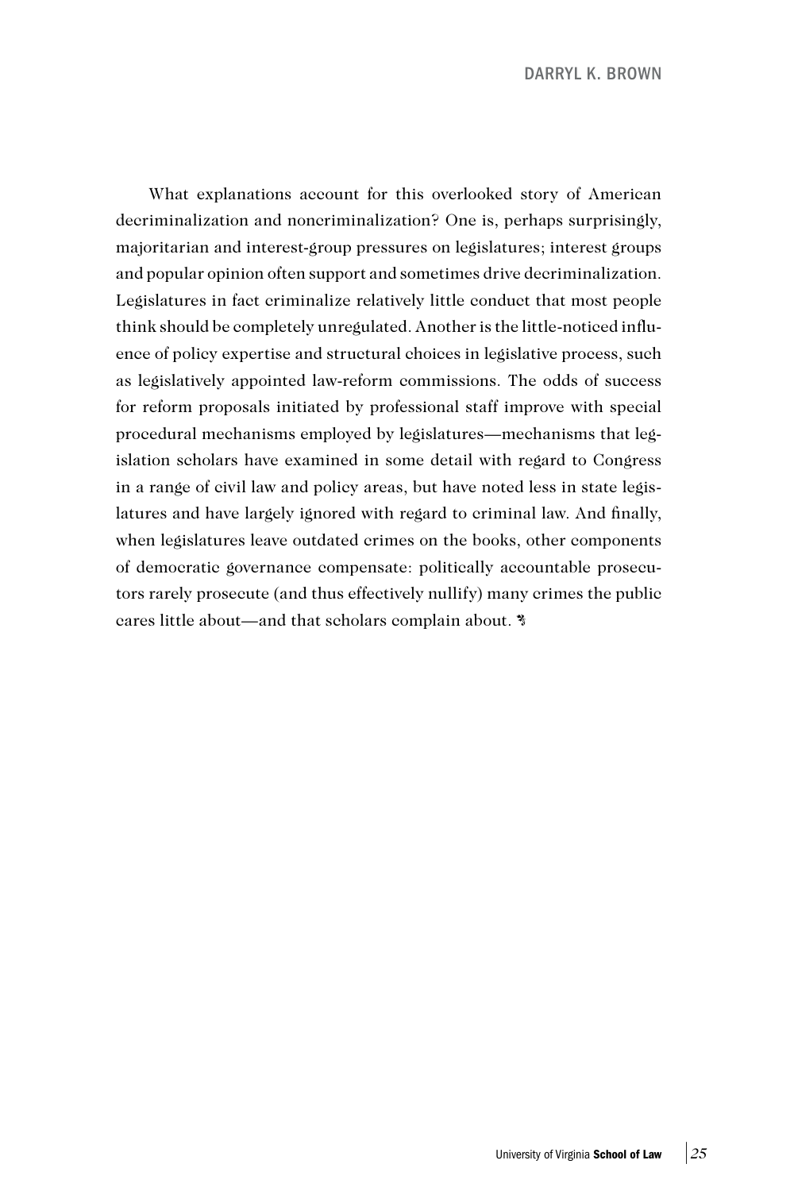What explanations account for this overlooked story of American decriminalization and noncriminalization? One is, perhaps surprisingly, majoritarian and interest-group pressures on legislatures; interest groups and popular opinion often support and sometimes drive decriminalization. Legislatures in fact criminalize relatively little conduct that most people think should be completely unregulated. Another is the little-noticed influence of policy expertise and structural choices in legislative process, such as legislatively appointed law-reform commissions. The odds of success for reform proposals initiated by professional staff improve with special procedural mechanisms employed by legislatures—mechanisms that legislation scholars have examined in some detail with regard to Congress in a range of civil law and policy areas, but have noted less in state legislatures and have largely ignored with regard to criminal law. And finally, when legislatures leave outdated crimes on the books, other components of democratic governance compensate: politically accountable prosecutors rarely prosecute (and thus effectively nullify) many crimes the public cares little about—and that scholars complain about.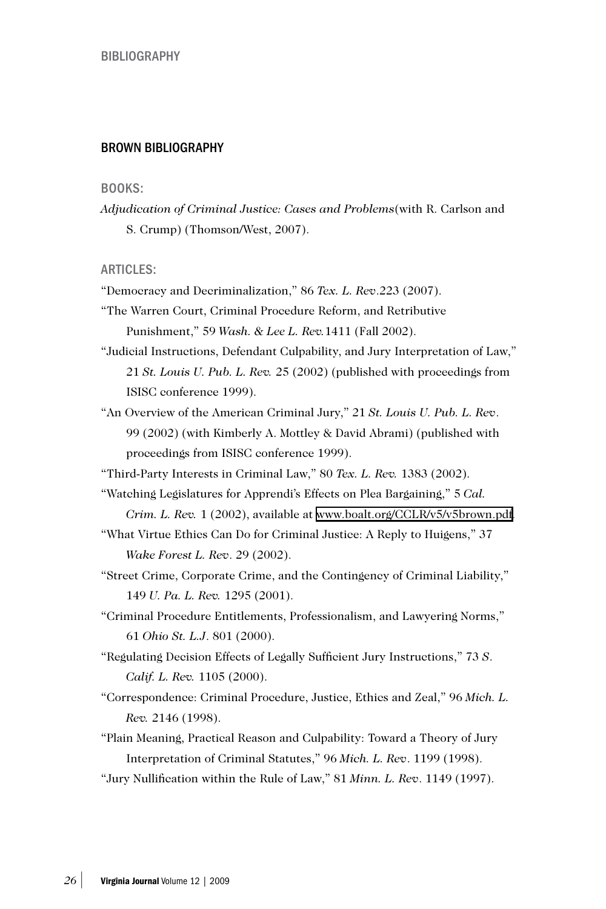## BROWN BIBLIOGRAPHY

### BOOKS:

*Adjudication of Criminal Justice: Cases and Problems*(with R. Carlson and S. Crump) (Thomson/West, 2007).

### ARTICLES:

"Democracy and Decriminalization," 86 *Tex. L. Rev*.223 (2007).

"The Warren Court, Criminal Procedure Reform, and Retributive Punishment," 59 *Wash. & Lee L. Rev.*1411 (Fall 2002).

"Judicial Instructions, Defendant Culpability, and Jury Interpretation of Law," 21 *St. Louis U. Pub. L. Rev.* 25 (2002) (published with proceedings from ISISC conference 1999).

"An Overview of the American Criminal Jury," 21 *St. Louis U. Pub. L. Rev*. 99 (2002) (with Kimberly A. Mottley & David Abrami) (published with proceedings from ISISC conference 1999).

"Third-Party Interests in Criminal Law," 80 *Tex. L. Rev.* 1383 (2002).

"Watching Legislatures for Apprendi's Effects on Plea Bargaining," 5 *Cal. Crim. L. Rev.* 1 (2002), available at www.boalt.org/CCLR/v5/v5brown.pdf.

"What Virtue Ethics Can Do for Criminal Justice: A Reply to Huigens," 37 *Wake Forest L. Rev*. 29 (2002).

"Street Crime, Corporate Crime, and the Contingency of Criminal Liability," 149 *U. Pa. L. Rev.* 1295 (2001).

"Criminal Procedure Entitlements, Professionalism, and Lawyering Norms," 61 *Ohio St. L.J*. 801 (2000).

"Regulating Decision Effects of Legally Sufficient Jury Instructions," 73 *S. Calif. L. Rev.* 1105 (2000).

"Correspondence: Criminal Procedure, Justice, Ethics and Zeal," 96 *Mich. L. Rev.* 2146 (1998).

"Plain Meaning, Practical Reason and Culpability: Toward a Theory of Jury Interpretation of Criminal Statutes," 96 *Mich. L. Rev*. 1199 (1998).

"Jury Nullification within the Rule of Law," 81 *Minn. L. Rev*. 1149 (1997).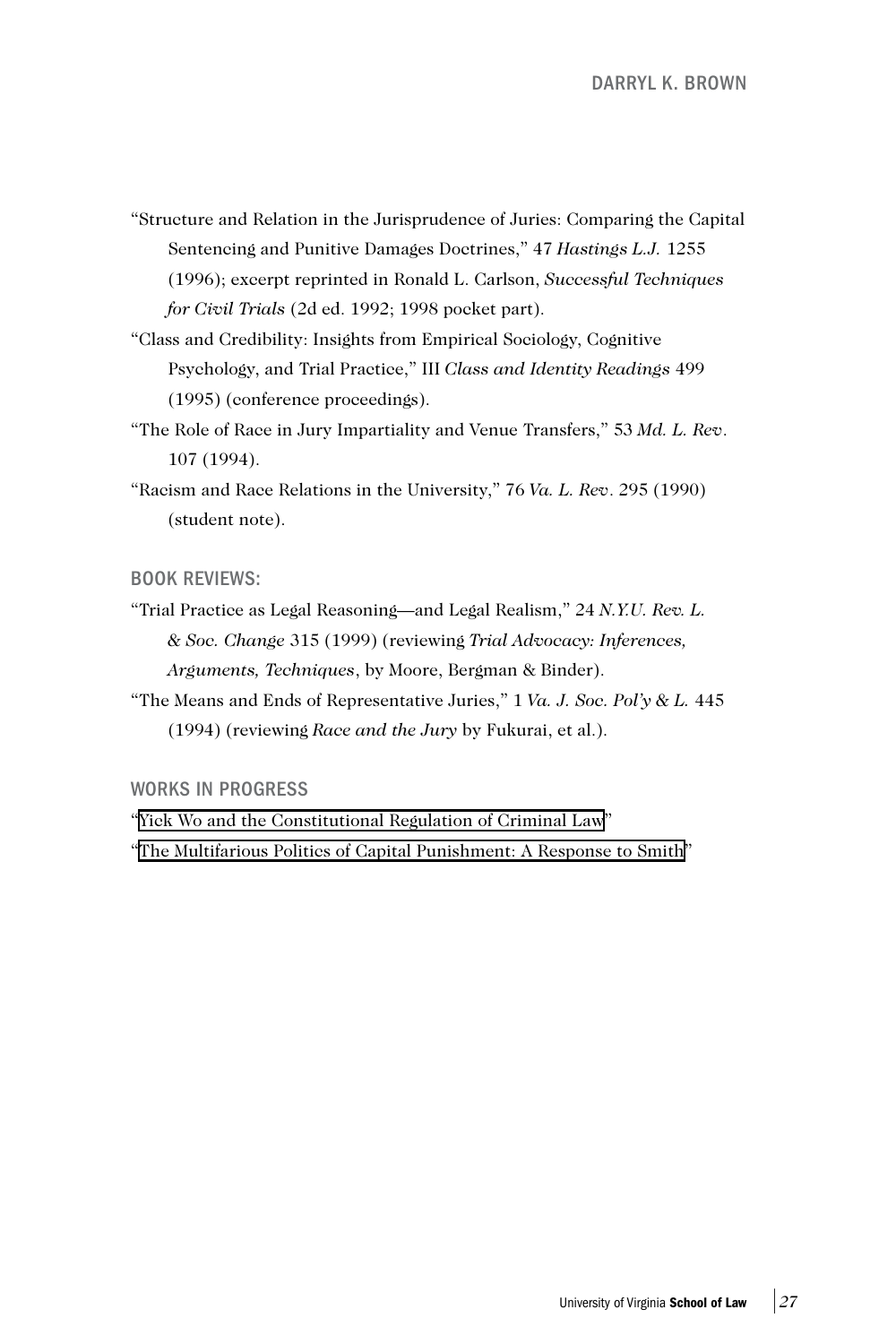"Structure and Relation in the Jurisprudence of Juries: Comparing the Capital Sentencing and Punitive Damages Doctrines," 47 *Hastings L.J.* 1255 (1996); excerpt reprinted in Ronald L. Carlson, *Successful Techniques for Civil Trials* (2d ed. 1992; 1998 pocket part).

"Class and Credibility: Insights from Empirical Sociology, Cognitive Psychology, and Trial Practice," III *Class and Identity Readings* 499 (1995) (conference proceedings).

"The Role of Race in Jury Impartiality and Venue Transfers," 53 *Md. L. Rev*. 107 (1994).

"Racism and Race Relations in the University," 76 *Va. L. Rev*. 295 (1990) (student note).

## BOOK REVIEWS:

"Trial Practice as Legal Reasoning—and Legal Realism," 24 *N.Y.U. Rev. L. & Soc. Change* 315 (1999) (reviewing *Trial Advocacy: Inferences, Arguments, Techniques*, by Moore, Bergman & Binder).

"The Means and Ends of Representative Juries," 1 *Va. J. Soc. Pol'y & L.* 445 (1994) (reviewing *Race and the Jury* by Fukurai, et al.).

## WORKS IN PROGRESS

"Yick Wo and the Constitutional Regulation of Criminal Law"

"The Multifarious Politics of Capital Punishment: A Response to Smith"